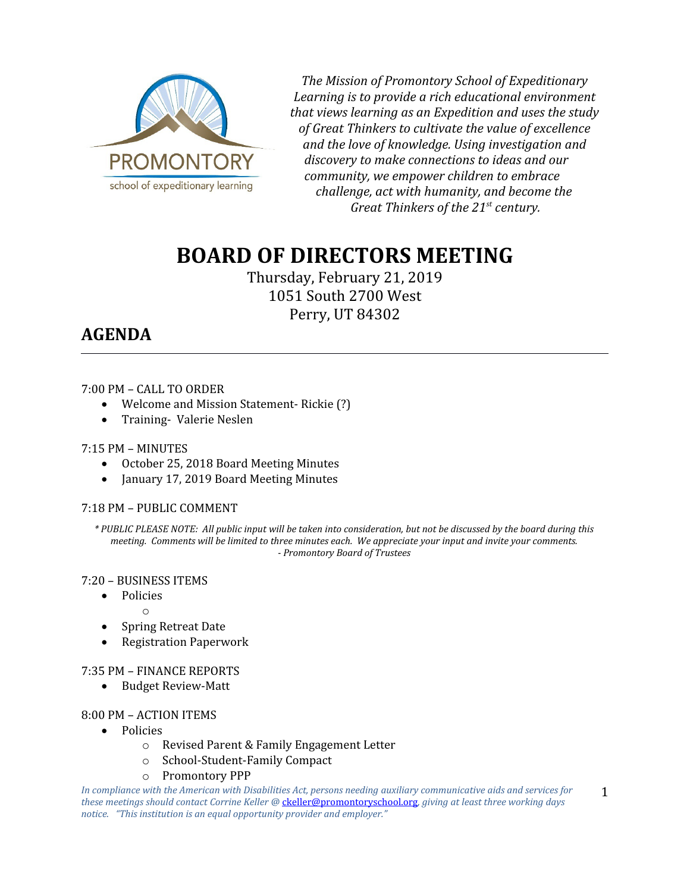PROMONTORY
school of expeditionary learning

*The Mission of Promontory School of Expeditionary Learning is to provide a rich educational environment that views learning as an Expedition and uses the study of Great Thinkers to cultivate the value of excellence and the love of knowledge. Using investigation and discovery to make connections to ideas and our community, we empower children to embrace challenge, act with humanity, and become the Great Thinkers of the 21st century.*

# BOARD OF DIRECTORS MEETING

Thursday, February 21, 2019
1051 South 2700 West
Perry, UT 84302

## AGENDA

7:00 PM – CALL TO ORDER

- Welcome and Mission Statement- Rickie (?)
- Training- Valerie Neslen

7:15 PM – MINUTES

- October 25, 2018 Board Meeting Minutes
- January 17, 2019 Board Meeting Minutes

7:18 PM – PUBLIC COMMENT

*\* PUBLIC PLEASE NOTE: All public input will be taken into consideration, but not be discussed by the board during this meeting. Comments will be limited to three minutes each. We appreciate your input and invite your comments. - Promontory Board of Trustees*

7:20 – BUSINESS ITEMS

- Policies
  - 
- Spring Retreat Date
- Registration Paperwork

7:35 PM – FINANCE REPORTS

- Budget Review-Matt

8:00 PM – ACTION ITEMS

- Policies
  - Revised Parent & Family Engagement Letter
  - School-Student-Family Compact
  - Promontory PPP

*In compliance with the American with Disabilities Act, persons needing auxiliary communicative aids and services for these meetings should contact Corrine Keller @ ckeller@promontoryschool.org, giving at least three working days notice. "This institution is an equal opportunity provider and employer."*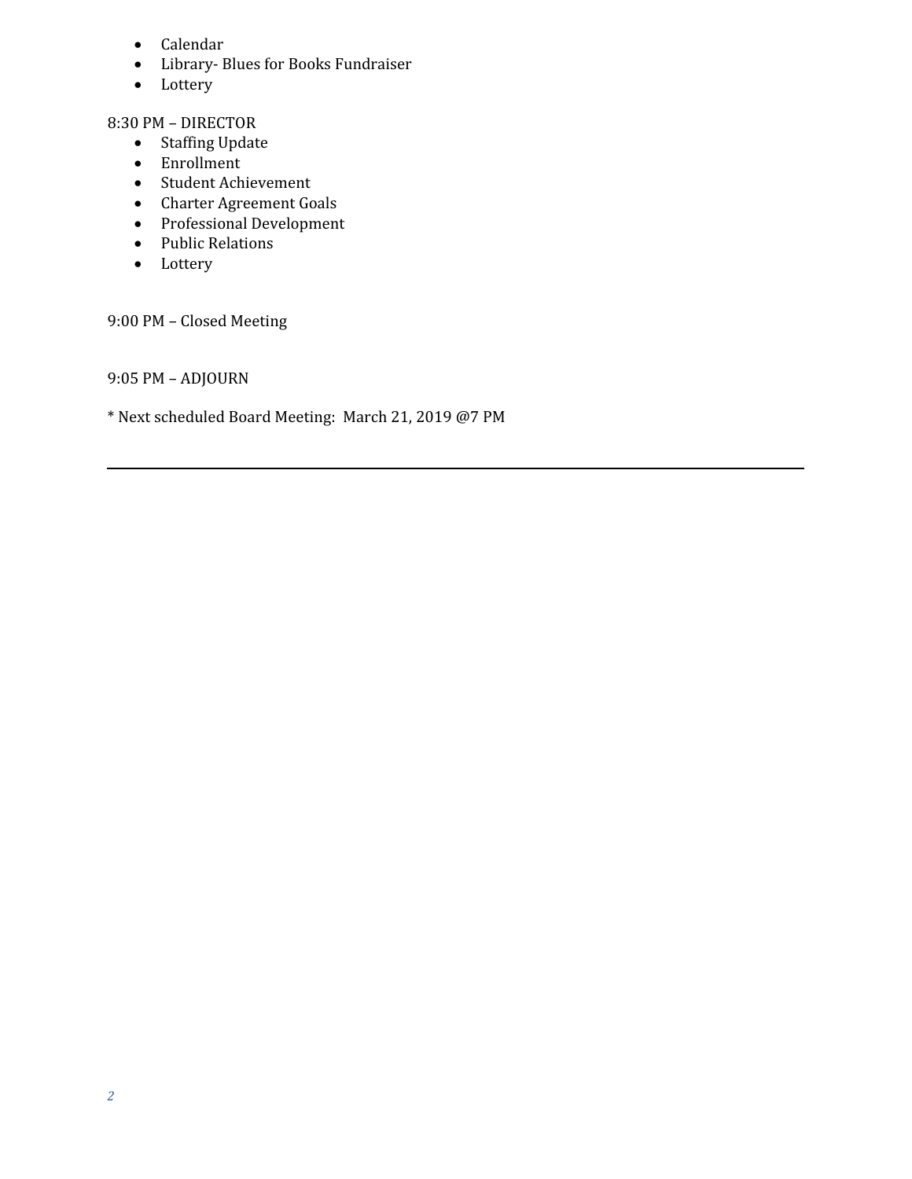- Calendar
- Library- Blues for Books Fundraiser
- Lottery

8:30 PM – DIRECTOR

- Staffing Update
- Enrollment
- Student Achievement
- Charter Agreement Goals
- Professional Development
- Public Relations
- Lottery

9:00 PM – Closed Meeting

9:05 PM – ADJOURN

* Next scheduled Board Meeting: March 21, 2019 @7 PM

---